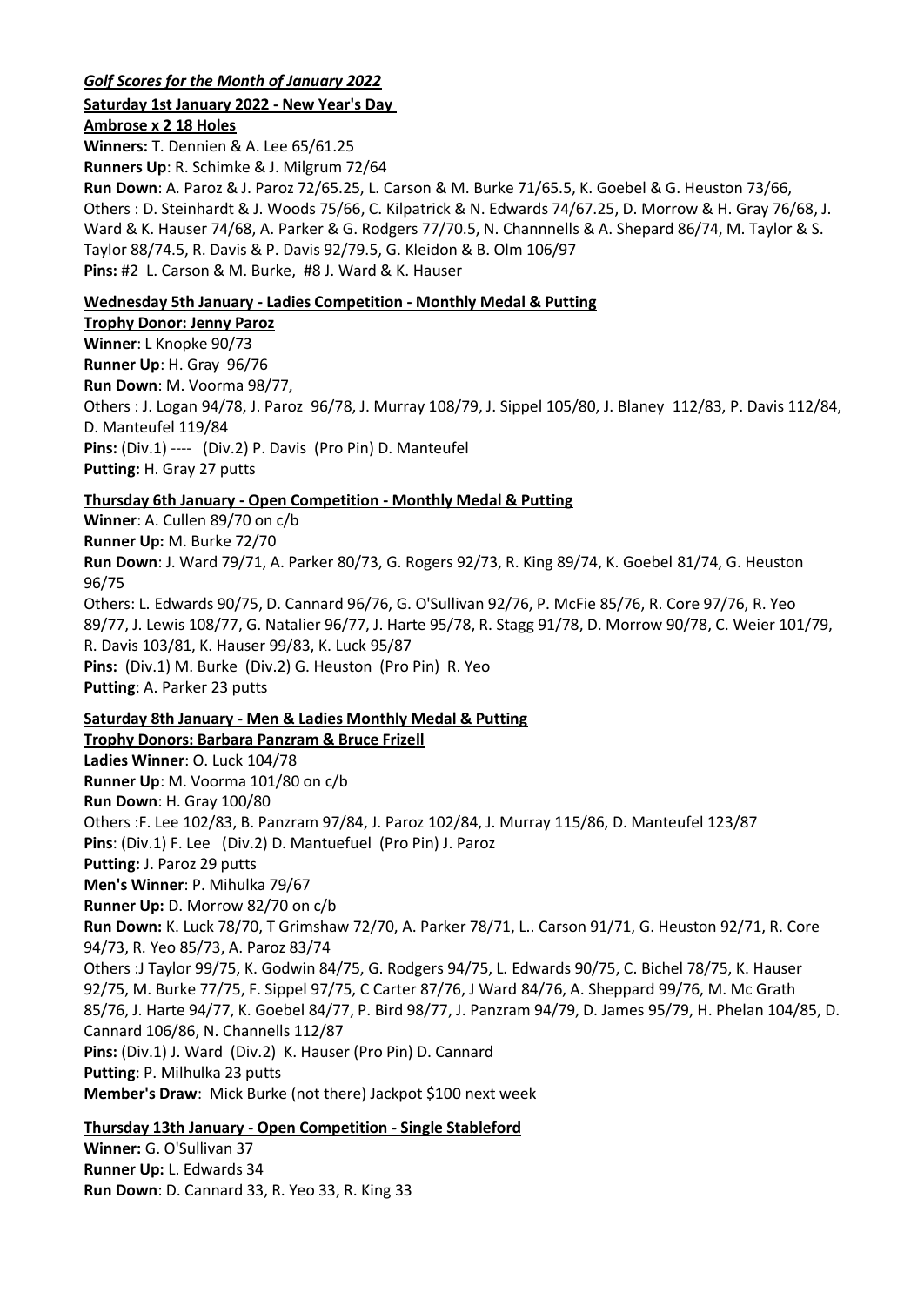***Golf Scores for the Month of January 2022***

**Saturday 1st January 2022 - New Year's Day**

**Ambrose x 2 18 Holes**

**Winners:** T. Dennien & A. Lee 65/61.25
**Runners Up**: R. Schimke & J. Milgrum 72/64
**Run Down**: A. Paroz & J. Paroz 72/65.25, L. Carson & M. Burke 71/65.5, K. Goebel & G. Heuston 73/66,
Others : D. Steinhardt & J. Woods 75/66, C. Kilpatrick & N. Edwards 74/67.25, D. Morrow & H. Gray 76/68, J. Ward & K. Hauser 74/68, A. Parker & G. Rodgers 77/70.5, N. Channnells & A. Shepard 86/74, M. Taylor & S. Taylor 88/74.5, R. Davis & P. Davis 92/79.5, G. Kleidon & B. Olm 106/97
**Pins:** #2 L. Carson & M. Burke, #8 J. Ward & K. Hauser

**Wednesday 5th January - Ladies Competition - Monthly Medal & Putting**

**Trophy Donor: Jenny Paroz**

**Winner**: L Knopke 90/73
**Runner Up**: H. Gray 96/76
**Run Down**: M. Voorma 98/77,
Others : J. Logan 94/78, J. Paroz 96/78, J. Murray 108/79, J. Sippel 105/80, J. Blaney 112/83, P. Davis 112/84, D. Manteufel 119/84
**Pins:** (Div.1) ---- (Div.2) P. Davis (Pro Pin) D. Manteufel
**Putting:** H. Gray 27 putts

**Thursday 6th January - Open Competition - Monthly Medal & Putting**

**Winner**: A. Cullen 89/70 on c/b
**Runner Up:** M. Burke 72/70
**Run Down**: J. Ward 79/71, A. Parker 80/73, G. Rogers 92/73, R. King 89/74, K. Goebel 81/74, G. Heuston 96/75
Others: L. Edwards 90/75, D. Cannard 96/76, G. O'Sullivan 92/76, P. McFie 85/76, R. Core 97/76, R. Yeo 89/77, J. Lewis 108/77, G. Natalier 96/77, J. Harte 95/78, R. Stagg 91/78, D. Morrow 90/78, C. Weier 101/79, R. Davis 103/81, K. Hauser 99/83, K. Luck 95/87
**Pins:** (Div.1) M. Burke (Div.2) G. Heuston (Pro Pin) R. Yeo
**Putting**: A. Parker 23 putts

**Saturday 8th January - Men & Ladies Monthly Medal & Putting**

**Trophy Donors: Barbara Panzram & Bruce Frizell**

**Ladies Winner**: O. Luck 104/78
**Runner Up**: M. Voorma 101/80 on c/b
**Run Down**: H. Gray 100/80
Others :F. Lee 102/83, B. Panzram 97/84, J. Paroz 102/84, J. Murray 115/86, D. Manteufel 123/87
**Pins**: (Div.1) F. Lee (Div.2) D. Mantuefuel (Pro Pin) J. Paroz
**Putting:** J. Paroz 29 putts
**Men's Winner**: P. Mihulka 79/67
**Runner Up:** D. Morrow 82/70 on c/b
**Run Down:** K. Luck 78/70, T Grimshaw 72/70, A. Parker 78/71, L.. Carson 91/71, G. Heuston 92/71, R. Core 94/73, R. Yeo 85/73, A. Paroz 83/74
Others :J Taylor 99/75, K. Godwin 84/75, G. Rodgers 94/75, L. Edwards 90/75, C. Bichel 78/75, K. Hauser 92/75, M. Burke 77/75, F. Sippel 97/75, C Carter 87/76, J Ward 84/76, A. Sheppard 99/76, M. Mc Grath 85/76, J. Harte 94/77, K. Goebel 84/77, P. Bird 98/77, J. Panzram 94/79, D. James 95/79, H. Phelan 104/85, D. Cannard 106/86, N. Channells 112/87
**Pins:** (Div.1) J. Ward (Div.2) K. Hauser (Pro Pin) D. Cannard
**Putting**: P. Milhulka 23 putts
**Member's Draw**: Mick Burke (not there) Jackpot $100 next week

**Thursday 13th January - Open Competition - Single Stableford**

**Winner:** G. O'Sullivan 37
**Runner Up:** L. Edwards 34
**Run Down**: D. Cannard 33, R. Yeo 33, R. King 33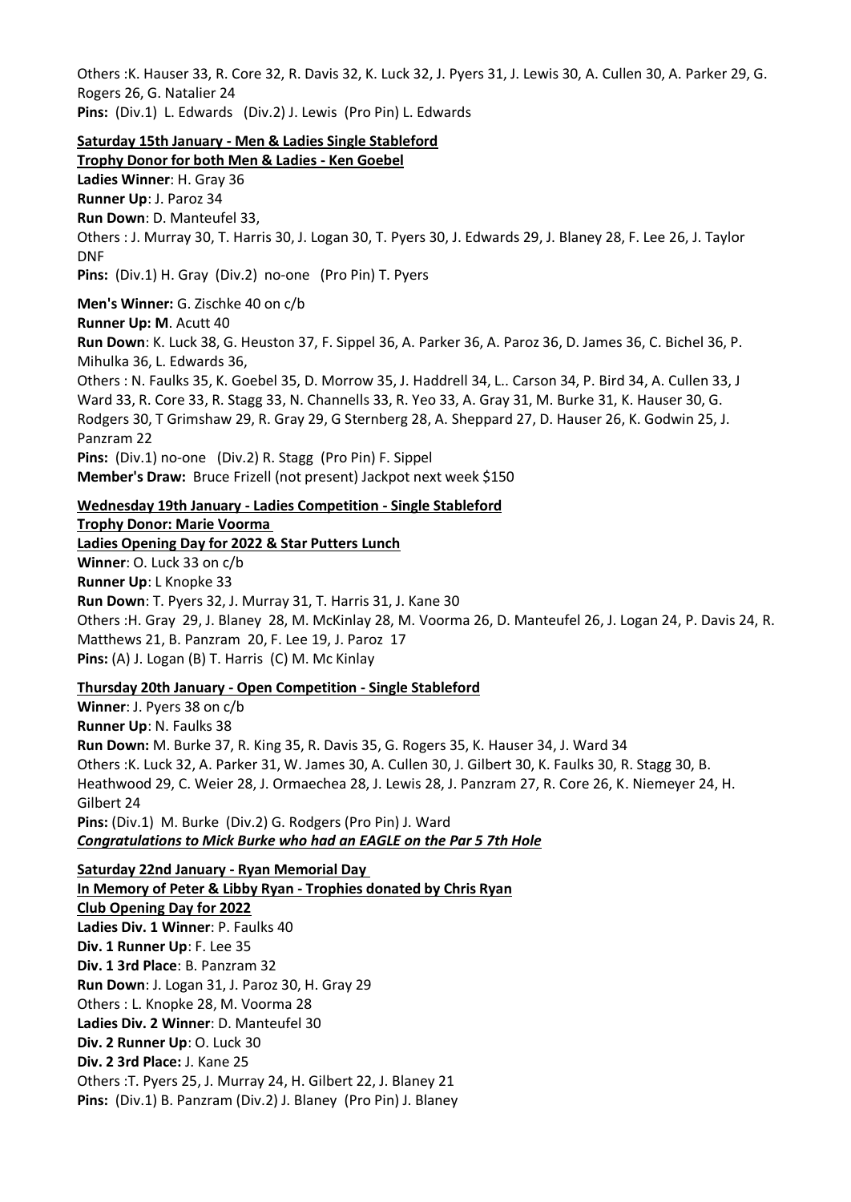Others :K. Hauser 33, R. Core 32, R. Davis 32, K. Luck 32, J. Pyers 31, J. Lewis 30, A. Cullen 30, A. Parker 29, G. Rogers 26, G. Natalier 24
**Pins:** (Div.1) L. Edwards (Div.2) J. Lewis (Pro Pin) L. Edwards

**Saturday 15th January - Men & Ladies Single Stableford**
**Trophy Donor for both Men & Ladies - Ken Goebel**
**Ladies Winner**: H. Gray 36
**Runner Up**: J. Paroz 34
**Run Down**: D. Manteufel 33,
Others : J. Murray 30, T. Harris 30, J. Logan 30, T. Pyers 30, J. Edwards 29, J. Blaney 28, F. Lee 26, J. Taylor DNF
**Pins:** (Div.1) H. Gray (Div.2) no-one (Pro Pin) T. Pyers

**Men's Winner:** G. Zischke 40 on c/b
**Runner Up: M**. Acutt 40
**Run Down**: K. Luck 38, G. Heuston 37, F. Sippel 36, A. Parker 36, A. Paroz 36, D. James 36, C. Bichel 36, P. Mihulka 36, L. Edwards 36,
Others : N. Faulks 35, K. Goebel 35, D. Morrow 35, J. Haddrell 34, L.. Carson 34, P. Bird 34, A. Cullen 33, J Ward 33, R. Core 33, R. Stagg 33, N. Channells 33, R. Yeo 33, A. Gray 31, M. Burke 31, K. Hauser 30, G. Rodgers 30, T Grimshaw 29, R. Gray 29, G Sternberg 28, A. Sheppard 27, D. Hauser 26, K. Godwin 25, J. Panzram 22
**Pins:** (Div.1) no-one (Div.2) R. Stagg (Pro Pin) F. Sippel
**Member's Draw:** Bruce Frizell (not present) Jackpot next week $150

**Wednesday 19th January - Ladies Competition - Single Stableford**
**Trophy Donor: Marie Voorma**
**Ladies Opening Day for 2022 & Star Putters Lunch**
**Winner**: O. Luck 33 on c/b
**Runner Up**: L Knopke 33
**Run Down**: T. Pyers 32, J. Murray 31, T. Harris 31, J. Kane 30
Others :H. Gray 29, J. Blaney 28, M. McKinlay 28, M. Voorma 26, D. Manteufel 26, J. Logan 24, P. Davis 24, R. Matthews 21, B. Panzram 20, F. Lee 19, J. Paroz 17
**Pins:** (A) J. Logan (B) T. Harris (C) M. Mc Kinlay

**Thursday 20th January - Open Competition - Single Stableford**
**Winner**: J. Pyers 38 on c/b
**Runner Up**: N. Faulks 38
**Run Down:** M. Burke 37, R. King 35, R. Davis 35, G. Rogers 35, K. Hauser 34, J. Ward 34
Others :K. Luck 32, A. Parker 31, W. James 30, A. Cullen 30, J. Gilbert 30, K. Faulks 30, R. Stagg 30, B. Heathwood 29, C. Weier 28, J. Ormaechea 28, J. Lewis 28, J. Panzram 27, R. Core 26, K. Niemeyer 24, H. Gilbert 24
**Pins:** (Div.1) M. Burke (Div.2) G. Rodgers (Pro Pin) J. Ward
***Congratulations to Mick Burke who had an EAGLE on the Par 5 7th Hole***

**Saturday 22nd January - Ryan Memorial Day**
**In Memory of Peter & Libby Ryan - Trophies donated by Chris Ryan**
**Club Opening Day for 2022**
**Ladies Div. 1 Winner**: P. Faulks 40
**Div. 1 Runner Up**: F. Lee 35
**Div. 1 3rd Place**: B. Panzram 32
**Run Down**: J. Logan 31, J. Paroz 30, H. Gray 29
Others : L. Knopke 28, M. Voorma 28
**Ladies Div. 2 Winner**: D. Manteufel 30
**Div. 2 Runner Up**: O. Luck 30
**Div. 2 3rd Place:** J. Kane 25
Others :T. Pyers 25, J. Murray 24, H. Gilbert 22, J. Blaney 21
**Pins:** (Div.1) B. Panzram (Div.2) J. Blaney (Pro Pin) J. Blaney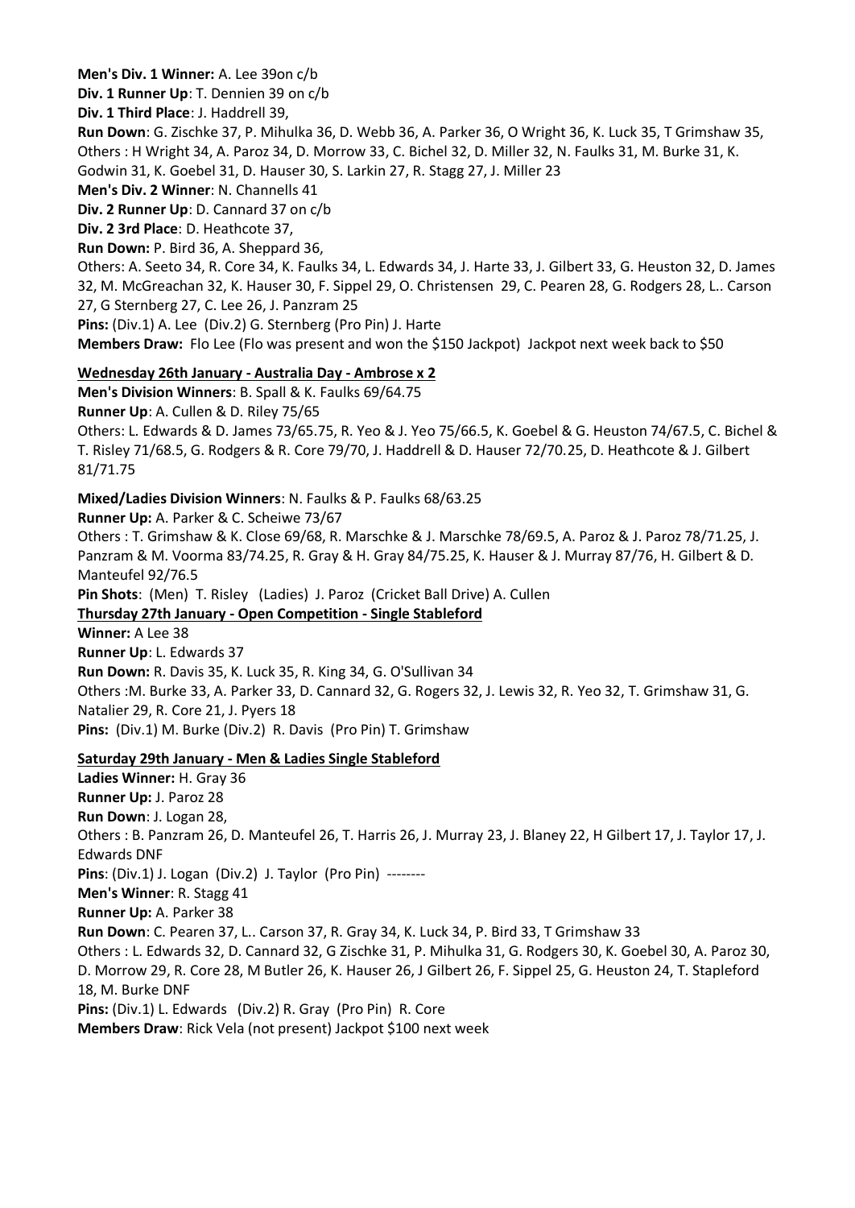**Men's Div. 1 Winner:** A. Lee 39on c/b

**Div. 1 Runner Up**: T. Dennien 39 on c/b

**Div. 1 Third Place**: J. Haddrell 39,

**Run Down**: G. Zischke 37, P. Mihulka 36, D. Webb 36, A. Parker 36, O Wright 36, K. Luck 35, T Grimshaw 35,

Others : H Wright 34, A. Paroz 34, D. Morrow 33, C. Bichel 32, D. Miller 32, N. Faulks 31, M. Burke 31, K. Godwin 31, K. Goebel 31, D. Hauser 30, S. Larkin 27, R. Stagg 27, J. Miller 23

**Men's Div. 2 Winner**: N. Channells 41

**Div. 2 Runner Up**: D. Cannard 37 on c/b

**Div. 2 3rd Place**: D. Heathcote 37,

**Run Down:** P. Bird 36, A. Sheppard 36,

Others: A. Seeto 34, R. Core 34, K. Faulks 34, L. Edwards 34, J. Harte 33, J. Gilbert 33, G. Heuston 32, D. James 32, M. McGreachan 32, K. Hauser 30, F. Sippel 29, O. Christensen 29, C. Pearen 28, G. Rodgers 28, L.. Carson 27, G Sternberg 27, C. Lee 26, J. Panzram 25

**Pins:** (Div.1) A. Lee (Div.2) G. Sternberg (Pro Pin) J. Harte

**Members Draw:** Flo Lee (Flo was present and won the $150 Jackpot) Jackpot next week back to $50

**Wednesday 26th January - Australia Day - Ambrose x 2**

**Men's Division Winners**: B. Spall & K. Faulks 69/64.75

**Runner Up**: A. Cullen & D. Riley 75/65

Others: L. Edwards & D. James 73/65.75, R. Yeo & J. Yeo 75/66.5, K. Goebel & G. Heuston 74/67.5, C. Bichel & T. Risley 71/68.5, G. Rodgers & R. Core 79/70, J. Haddrell & D. Hauser 72/70.25, D. Heathcote & J. Gilbert 81/71.75

**Mixed/Ladies Division Winners**: N. Faulks & P. Faulks 68/63.25

**Runner Up:** A. Parker & C. Scheiwe 73/67

Others : T. Grimshaw & K. Close 69/68, R. Marschke & J. Marschke 78/69.5, A. Paroz & J. Paroz 78/71.25, J. Panzram & M. Voorma 83/74.25, R. Gray & H. Gray 84/75.25, K. Hauser & J. Murray 87/76, H. Gilbert & D. Manteufel 92/76.5

**Pin Shots**: (Men) T. Risley (Ladies) J. Paroz (Cricket Ball Drive) A. Cullen

**Thursday 27th January - Open Competition - Single Stableford**

**Winner:** A Lee 38

**Runner Up**: L. Edwards 37

**Run Down:** R. Davis 35, K. Luck 35, R. King 34, G. O'Sullivan 34

Others :M. Burke 33, A. Parker 33, D. Cannard 32, G. Rogers 32, J. Lewis 32, R. Yeo 32, T. Grimshaw 31, G. Natalier 29, R. Core 21, J. Pyers 18

**Pins:** (Div.1) M. Burke (Div.2) R. Davis (Pro Pin) T. Grimshaw

**Saturday 29th January - Men & Ladies Single Stableford**

**Ladies Winner:** H. Gray 36

**Runner Up:** J. Paroz 28

**Run Down**: J. Logan 28,

Others : B. Panzram 26, D. Manteufel 26, T. Harris 26, J. Murray 23, J. Blaney 22, H Gilbert 17, J. Taylor 17, J. Edwards DNF

**Pins**: (Div.1) J. Logan (Div.2) J. Taylor (Pro Pin) --------

**Men's Winner**: R. Stagg 41

**Runner Up:** A. Parker 38

**Run Down**: C. Pearen 37, L.. Carson 37, R. Gray 34, K. Luck 34, P. Bird 33, T Grimshaw 33

Others : L. Edwards 32, D. Cannard 32, G Zischke 31, P. Mihulka 31, G. Rodgers 30, K. Goebel 30, A. Paroz 30, D. Morrow 29, R. Core 28, M Butler 26, K. Hauser 26, J Gilbert 26, F. Sippel 25, G. Heuston 24, T. Stapleford 18, M. Burke DNF

**Pins:** (Div.1) L. Edwards (Div.2) R. Gray (Pro Pin) R. Core

**Members Draw**: Rick Vela (not present) Jackpot $100 next week